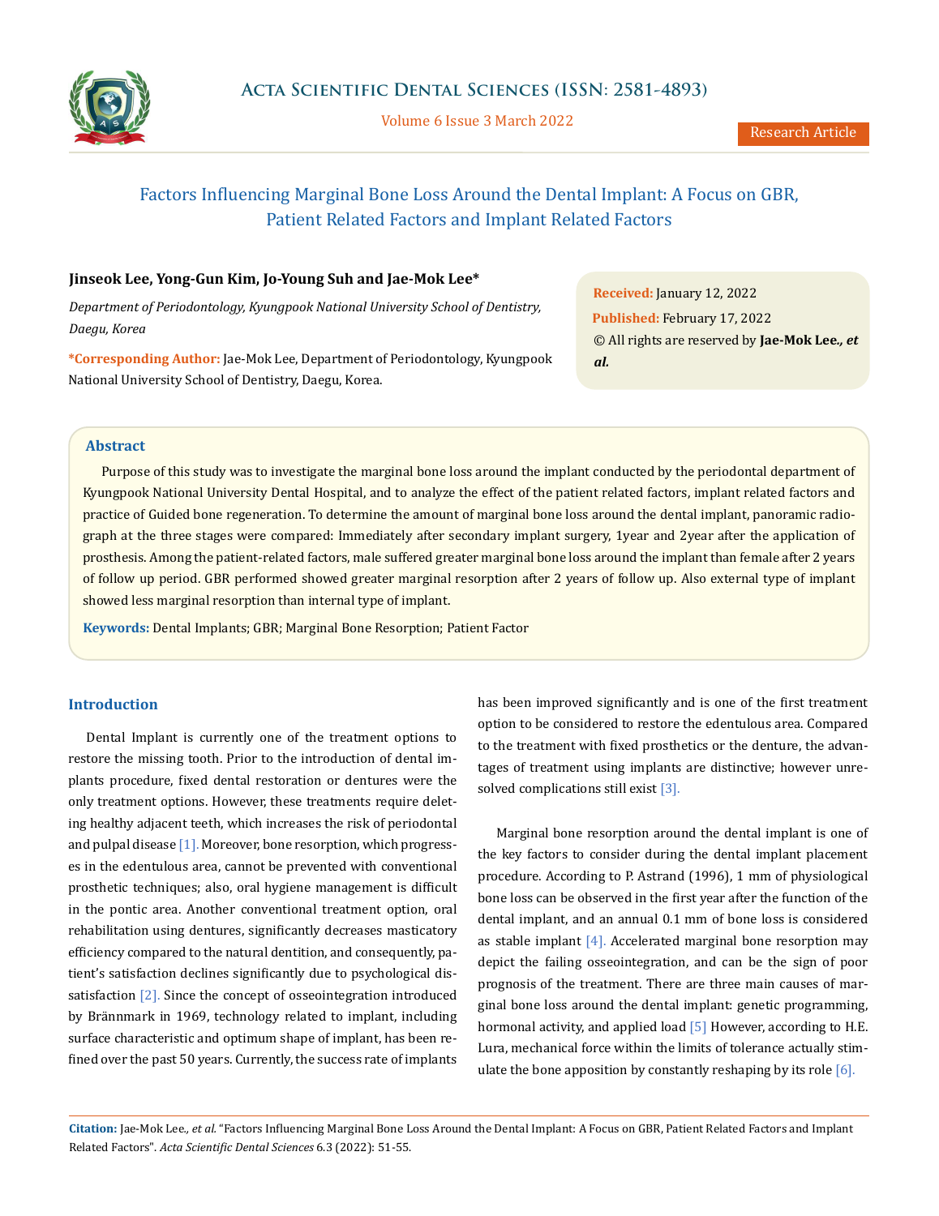# Factors Influencing Marginal Bone Loss Around the Dental Implant: A Focus on GBR, Patient Related Factors and Implant Related Factors

**Jinseok Lee, Yong-Gun Kim, Jo-Young Suh and Jae-Mok Lee***

*Department of Periodontology, Kyungpook National University School of Dentistry, Daegu, Korea*

***Corresponding Author:** Jae-Mok Lee, Department of Periodontology, Kyungpook National University School of Dentistry, Daegu, Korea.

**Received:** January 12, 2022
**Published:** February 17, 2022
© All rights are reserved by **Jae-Mok Lee*., et al.***

## Abstract

Purpose of this study was to investigate the marginal bone loss around the implant conducted by the periodontal department of Kyungpook National University Dental Hospital, and to analyze the effect of the patient related factors, implant related factors and practice of Guided bone regeneration. To determine the amount of marginal bone loss around the dental implant, panoramic radiograph at the three stages were compared: Immediately after secondary implant surgery, 1year and 2year after the application of prosthesis. Among the patient-related factors, male suffered greater marginal bone loss around the implant than female after 2 years of follow up period. GBR performed showed greater marginal resorption after 2 years of follow up. Also external type of implant showed less marginal resorption than internal type of implant.

**Keywords:** Dental Implants; GBR; Marginal Bone Resorption; Patient Factor

## Introduction

Dental Implant is currently one of the treatment options to restore the missing tooth. Prior to the introduction of dental implants procedure, fixed dental restoration or dentures were the only treatment options. However, these treatments require deleting healthy adjacent teeth, which increases the risk of periodontal and pulpal disease [1]. Moreover, bone resorption, which progresses in the edentulous area, cannot be prevented with conventional prosthetic techniques; also, oral hygiene management is difficult in the pontic area. Another conventional treatment option, oral rehabilitation using dentures, significantly decreases masticatory efficiency compared to the natural dentition, and consequently, patient's satisfaction declines significantly due to psychological dissatisfaction [2]. Since the concept of osseointegration introduced by Brännmark in 1969, technology related to implant, including surface characteristic and optimum shape of implant, has been refined over the past 50 years. Currently, the success rate of implants has been improved significantly and is one of the first treatment option to be considered to restore the edentulous area. Compared to the treatment with fixed prosthetics or the denture, the advantages of treatment using implants are distinctive; however unresolved complications still exist [3].

Marginal bone resorption around the dental implant is one of the key factors to consider during the dental implant placement procedure. According to P. Astrand (1996), 1 mm of physiological bone loss can be observed in the first year after the function of the dental implant, and an annual 0.1 mm of bone loss is considered as stable implant [4]. Accelerated marginal bone resorption may depict the failing osseointegration, and can be the sign of poor prognosis of the treatment. There are three main causes of marginal bone loss around the dental implant: genetic programming, hormonal activity, and applied load [5] However, according to H.E. Lura, mechanical force within the limits of tolerance actually stimulate the bone apposition by constantly reshaping by its role [6].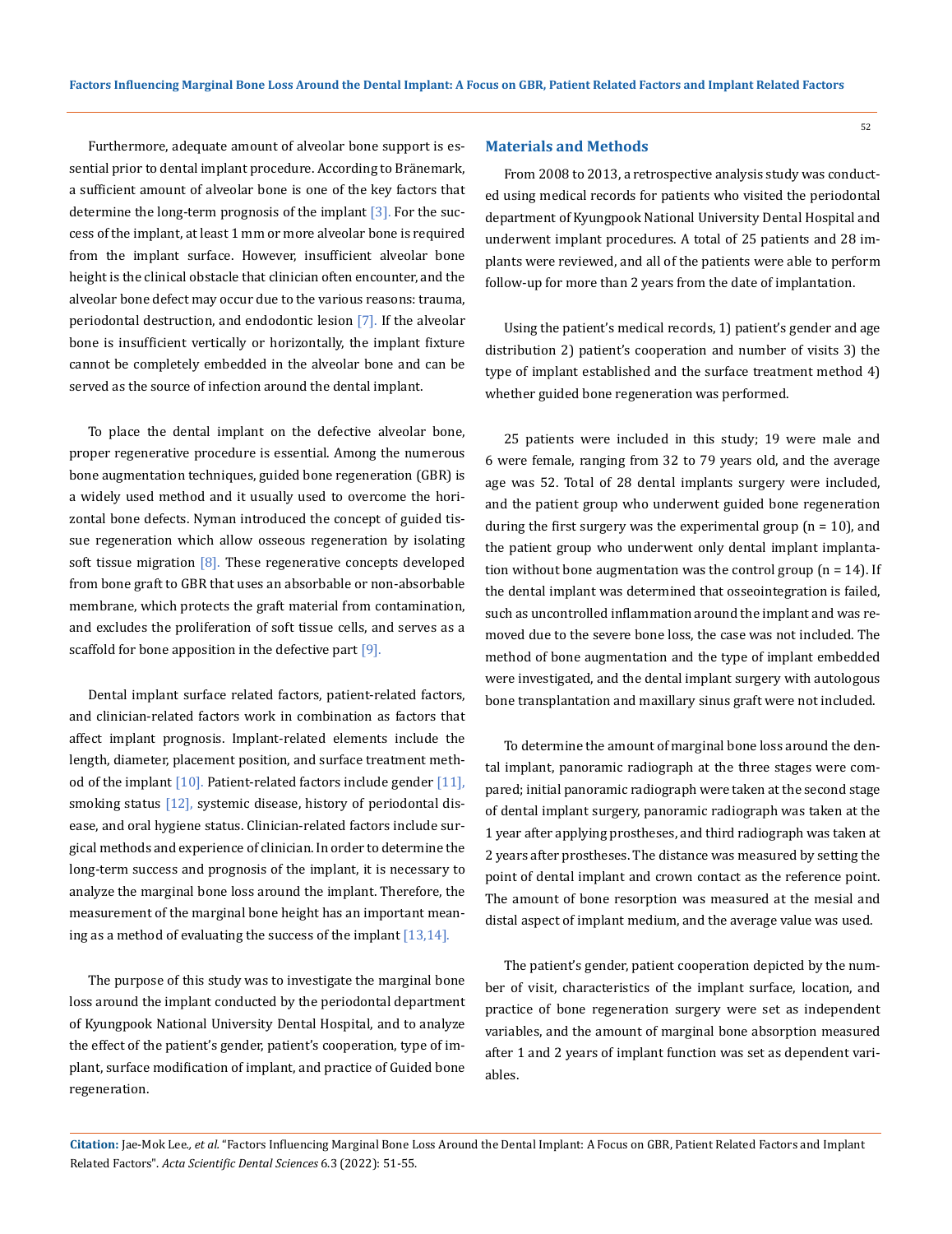Furthermore, adequate amount of alveolar bone support is essential prior to dental implant procedure. According to Bränemark, a sufficient amount of alveolar bone is one of the key factors that determine the long-term prognosis of the implant [3]. For the success of the implant, at least 1 mm or more alveolar bone is required from the implant surface. However, insufficient alveolar bone height is the clinical obstacle that clinician often encounter, and the alveolar bone defect may occur due to the various reasons: trauma, periodontal destruction, and endodontic lesion [7]. If the alveolar bone is insufficient vertically or horizontally, the implant fixture cannot be completely embedded in the alveolar bone and can be served as the source of infection around the dental implant.

To place the dental implant on the defective alveolar bone, proper regenerative procedure is essential. Among the numerous bone augmentation techniques, guided bone regeneration (GBR) is a widely used method and it usually used to overcome the horizontal bone defects. Nyman introduced the concept of guided tissue regeneration which allow osseous regeneration by isolating soft tissue migration [8]. These regenerative concepts developed from bone graft to GBR that uses an absorbable or non-absorbable membrane, which protects the graft material from contamination, and excludes the proliferation of soft tissue cells, and serves as a scaffold for bone apposition in the defective part [9].

Dental implant surface related factors, patient-related factors, and clinician-related factors work in combination as factors that affect implant prognosis. Implant-related elements include the length, diameter, placement position, and surface treatment method of the implant [10]. Patient-related factors include gender [11], smoking status [12], systemic disease, history of periodontal disease, and oral hygiene status. Clinician-related factors include surgical methods and experience of clinician. In order to determine the long-term success and prognosis of the implant, it is necessary to analyze the marginal bone loss around the implant. Therefore, the measurement of the marginal bone height has an important meaning as a method of evaluating the success of the implant [13,14].

The purpose of this study was to investigate the marginal bone loss around the implant conducted by the periodontal department of Kyungpook National University Dental Hospital, and to analyze the effect of the patient's gender, patient's cooperation, type of implant, surface modification of implant, and practice of Guided bone regeneration.

## Materials and Methods

From 2008 to 2013, a retrospective analysis study was conducted using medical records for patients who visited the periodontal department of Kyungpook National University Dental Hospital and underwent implant procedures. A total of 25 patients and 28 implants were reviewed, and all of the patients were able to perform follow-up for more than 2 years from the date of implantation.

Using the patient's medical records, 1) patient's gender and age distribution 2) patient's cooperation and number of visits 3) the type of implant established and the surface treatment method 4) whether guided bone regeneration was performed.

25 patients were included in this study; 19 were male and 6 were female, ranging from 32 to 79 years old, and the average age was 52. Total of 28 dental implants surgery were included, and the patient group who underwent guided bone regeneration during the first surgery was the experimental group (n = 10), and the patient group who underwent only dental implant implantation without bone augmentation was the control group (n = 14). If the dental implant was determined that osseointegration is failed, such as uncontrolled inflammation around the implant and was removed due to the severe bone loss, the case was not included. The method of bone augmentation and the type of implant embedded were investigated, and the dental implant surgery with autologous bone transplantation and maxillary sinus graft were not included.

To determine the amount of marginal bone loss around the dental implant, panoramic radiograph at the three stages were compared; initial panoramic radiograph were taken at the second stage of dental implant surgery, panoramic radiograph was taken at the 1 year after applying prostheses, and third radiograph was taken at 2 years after prostheses. The distance was measured by setting the point of dental implant and crown contact as the reference point. The amount of bone resorption was measured at the mesial and distal aspect of implant medium, and the average value was used.

The patient's gender, patient cooperation depicted by the number of visit, characteristics of the implant surface, location, and practice of bone regeneration surgery were set as independent variables, and the amount of marginal bone absorption measured after 1 and 2 years of implant function was set as dependent variables.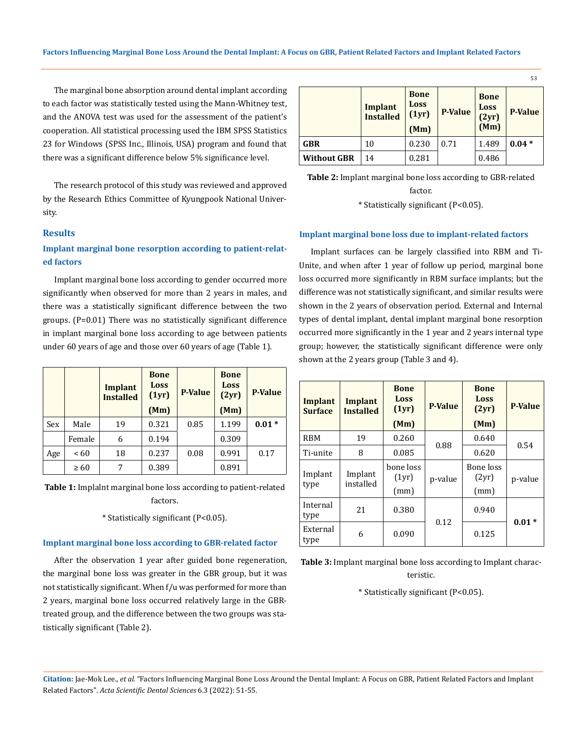The marginal bone absorption around dental implant according to each factor was statistically tested using the Mann-Whitney test, and the ANOVA test was used for the assessment of the patient's cooperation. All statistical processing used the IBM SPSS Statistics 23 for Windows (SPSS Inc., Illinois, USA) program and found that there was a significant difference below 5% significance level.

The research protocol of this study was reviewed and approved by the Research Ethics Committee of Kyungpook National University.

## Results

### Implant marginal bone resorption according to patient-related factors

Implant marginal bone loss according to gender occurred more significantly when observed for more than 2 years in males, and there was a statistically significant difference between the two groups. (P=0.01) There was no statistically significant difference in implant marginal bone loss according to age between patients under 60 years of age and those over 60 years of age (Table 1).

| | | Implant Installed | Bone Loss (1yr) (Mm) | P-Value | Bone Loss (2yr) (Mm) | P-Value |
|---|---|---|---|---|---|---|
| Sex | Male | 19 | 0.321 | 0.85 | 1.199 | **0.01 *** |
| | Female | 6 | 0.194 | | 0.309 | |
| Age | < 60 | 18 | 0.237 | 0.08 | 0.991 | 0.17 |
| | ≥ 60 | 7 | 0.389 | | 0.891 | |

**Table 1:** Implalnt marginal bone loss according to patient-related factors.

* Statistically significant (P<0.05).

### Implant marginal bone loss according to GBR-related factor

After the observation 1 year after guided bone regeneration, the marginal bone loss was greater in the GBR group, but it was not statistically significant. When f/u was performed for more than 2 years, marginal bone loss occurred relatively large in the GBR-treated group, and the difference between the two groups was statistically significant (Table 2).

| | Implant Installed | Bone Loss (1yr) (Mm) | P-Value | Bone Loss (2yr) (Mm) | P-Value |
|---|---|---|---|---|---|
| **GBR** | 10 | 0.230 | 0.71 | 1.489 | **0.04 *** |
| **Without GBR** | 14 | 0.281 | | 0.486 | |

**Table 2:** Implant marginal bone loss according to GBR-related factor.

* Statistically significant (P<0.05).

### Implant marginal bone loss due to implant-related factors

Implant surfaces can be largely classified into RBM and Ti-Unite, and when after 1 year of follow up period, marginal bone loss occurred more significantly in RBM surface implants; but the difference was not statistically significant, and similar results were shown in the 2 years of observation period. External and Internal types of dental implant, dental implant marginal bone resorption occurred more significantly in the 1 year and 2 years internal type group; however, the statistically significant difference were only shown at the 2 years group (Table 3 and 4).

| Implant Surface | Implant Installed | Bone Loss (1yr) (Mm) | P-Value | Bone Loss (2yr) (Mm) | P-Value |
|---|---|---|---|---|---|
| RBM | 19 | 0.260 | 0.88 | 0.640 | 0.54 |
| Ti-unite | 8 | 0.085 | | 0.620 | |
| Implant type | Implant installed | bone loss (1yr) (mm) | p-value | Bone loss (2yr) (mm) | p-value |
| Internal type | 21 | 0.380 | 0.12 | 0.940 | **0.01 *** |
| External type | 6 | 0.090 | | 0.125 | |

**Table 3:** Implant marginal bone loss according to Implant characteristic.

* Statistically significant (P<0.05).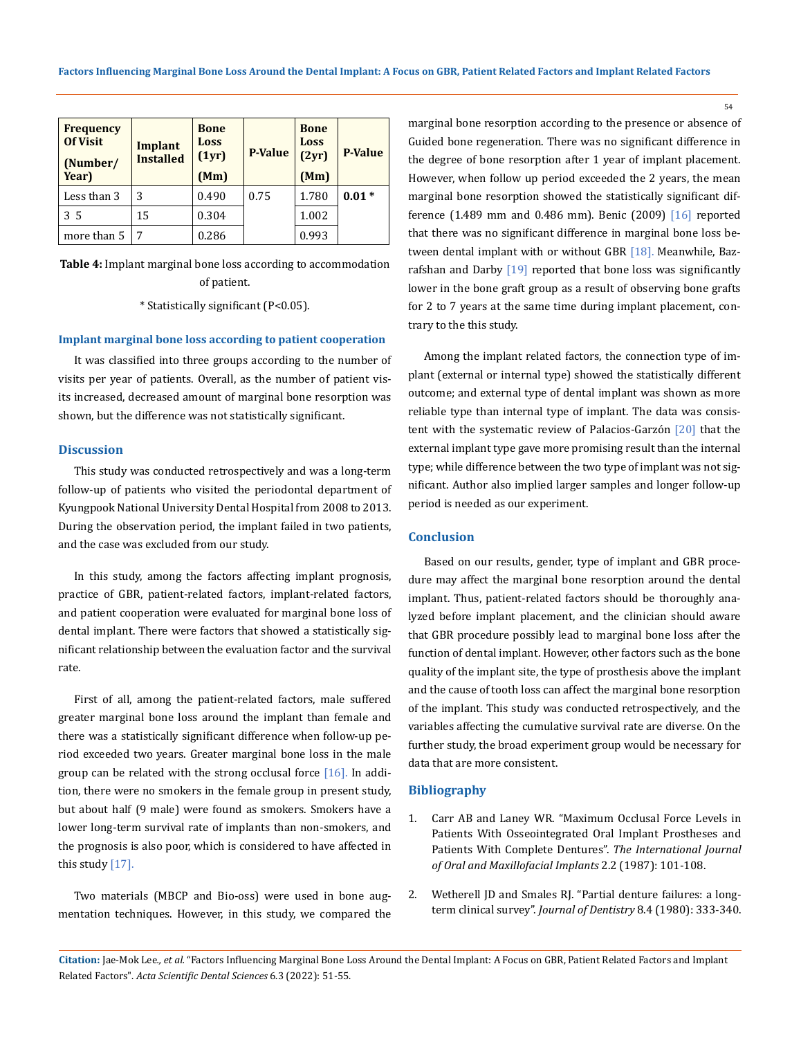| Frequency Of Visit (Number/ Year) | Implant Installed | Bone Loss (1yr) (Mm) | P-Value | Bone Loss (2yr) (Mm) | P-Value |
|---|---|---|---|---|---|
| Less than 3 | 3 | 0.490 | 0.75 | 1.780 | **0.01 \*** |
| 3 5 | 15 | 0.304 | | 1.002 | |
| more than 5 | 7 | 0.286 | | 0.993 | |

**Table 4:** Implant marginal bone loss according to accommodation of patient.

\* Statistically significant (P<0.05).

### Implant marginal bone loss according to patient cooperation

It was classified into three groups according to the number of visits per year of patients. Overall, as the number of patient visits increased, decreased amount of marginal bone resorption was shown, but the difference was not statistically significant.

## Discussion

This study was conducted retrospectively and was a long-term follow-up of patients who visited the periodontal department of Kyungpook National University Dental Hospital from 2008 to 2013. During the observation period, the implant failed in two patients, and the case was excluded from our study.

In this study, among the factors affecting implant prognosis, practice of GBR, patient-related factors, implant-related factors, and patient cooperation were evaluated for marginal bone loss of dental implant. There were factors that showed a statistically significant relationship between the evaluation factor and the survival rate.

First of all, among the patient-related factors, male suffered greater marginal bone loss around the implant than female and there was a statistically significant difference when follow-up period exceeded two years. Greater marginal bone loss in the male group can be related with the strong occlusal force [16]. In addition, there were no smokers in the female group in present study, but about half (9 male) were found as smokers. Smokers have a lower long-term survival rate of implants than non-smokers, and the prognosis is also poor, which is considered to have affected in this study [17].

Two materials (MBCP and Bio-oss) were used in bone augmentation techniques. However, in this study, we compared the marginal bone resorption according to the presence or absence of Guided bone regeneration. There was no significant difference in the degree of bone resorption after 1 year of implant placement. However, when follow up period exceeded the 2 years, the mean marginal bone resorption showed the statistically significant difference (1.489 mm and 0.486 mm). Benic (2009) [16] reported that there was no significant difference in marginal bone loss between dental implant with or without GBR [18]. Meanwhile, Bazrafshan and Darby [19] reported that bone loss was significantly lower in the bone graft group as a result of observing bone grafts for 2 to 7 years at the same time during implant placement, contrary to the this study.

Among the implant related factors, the connection type of implant (external or internal type) showed the statistically different outcome; and external type of dental implant was shown as more reliable type than internal type of implant. The data was consistent with the systematic review of Palacios-Garzón [20] that the external implant type gave more promising result than the internal type; while difference between the two type of implant was not significant. Author also implied larger samples and longer follow-up period is needed as our experiment.

## Conclusion

Based on our results, gender, type of implant and GBR procedure may affect the marginal bone resorption around the dental implant. Thus, patient-related factors should be thoroughly analyzed before implant placement, and the clinician should aware that GBR procedure possibly lead to marginal bone loss after the function of dental implant. However, other factors such as the bone quality of the implant site, the type of prosthesis above the implant and the cause of tooth loss can affect the marginal bone resorption of the implant. This study was conducted retrospectively, and the variables affecting the cumulative survival rate are diverse. On the further study, the broad experiment group would be necessary for data that are more consistent.

## Bibliography

1. Carr AB and Laney WR. "Maximum Occlusal Force Levels in Patients With Osseointegrated Oral Implant Prostheses and Patients With Complete Dentures". *The International Journal of Oral and Maxillofacial Implants* 2.2 (1987): 101-108.
2. Wetherell JD and Smales RJ. "Partial denture failures: a long-term clinical survey". *Journal of Dentistry* 8.4 (1980): 333-340.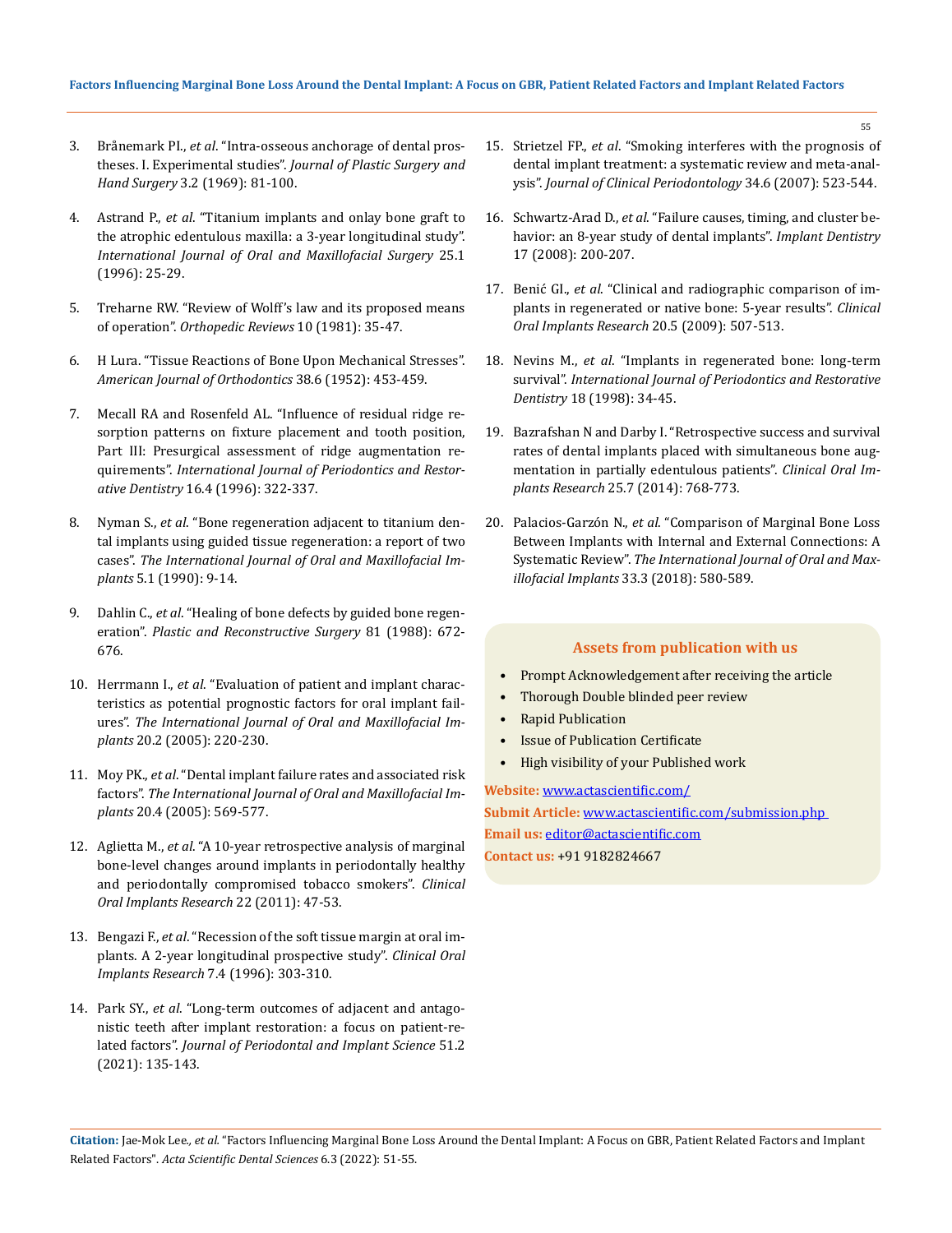3. Brånemark PI., *et al*. "Intra-osseous anchorage of dental prostheses. I. Experimental studies". *Journal of Plastic Surgery and Hand Surgery* 3.2 (1969): 81-100.
4. Astrand P., *et al*. "Titanium implants and onlay bone graft to the atrophic edentulous maxilla: a 3-year longitudinal study". *International Journal of Oral and Maxillofacial Surgery* 25.1 (1996): 25-29.
5. Treharne RW. "Review of Wolff's law and its proposed means of operation". *Orthopedic Reviews* 10 (1981): 35-47.
6. H Lura. "Tissue Reactions of Bone Upon Mechanical Stresses". *American Journal of Orthodontics* 38.6 (1952): 453-459.
7. Mecall RA and Rosenfeld AL. "Influence of residual ridge resorption patterns on fixture placement and tooth position, Part III: Presurgical assessment of ridge augmentation requirements". *International Journal of Periodontics and Restorative Dentistry* 16.4 (1996): 322-337.
8. Nyman S., *et al*. "Bone regeneration adjacent to titanium dental implants using guided tissue regeneration: a report of two cases". *The International Journal of Oral and Maxillofacial Implants* 5.1 (1990): 9-14.
9. Dahlin C., *et al*. "Healing of bone defects by guided bone regeneration". *Plastic and Reconstructive Surgery* 81 (1988): 672-676.
10. Herrmann I., *et al*. "Evaluation of patient and implant characteristics as potential prognostic factors for oral implant failures". *The International Journal of Oral and Maxillofacial Implants* 20.2 (2005): 220-230.
11. Moy PK., *et al*. "Dental implant failure rates and associated risk factors". *The International Journal of Oral and Maxillofacial Implants* 20.4 (2005): 569-577.
12. Aglietta M., *et al*. "A 10-year retrospective analysis of marginal bone-level changes around implants in periodontally healthy and periodontally compromised tobacco smokers". *Clinical Oral Implants Research* 22 (2011): 47-53.
13. Bengazi F., *et al*. "Recession of the soft tissue margin at oral implants. A 2-year longitudinal prospective study". *Clinical Oral Implants Research* 7.4 (1996): 303-310.
14. Park SY., *et al*. "Long-term outcomes of adjacent and antagonistic teeth after implant restoration: a focus on patient-related factors". *Journal of Periodontal and Implant Science* 51.2 (2021): 135-143.
15. Strietzel FP., *et al*. "Smoking interferes with the prognosis of dental implant treatment: a systematic review and meta-analysis". *Journal of Clinical Periodontology* 34.6 (2007): 523-544.
16. Schwartz-Arad D., *et al*. "Failure causes, timing, and cluster behavior: an 8-year study of dental implants". *Implant Dentistry* 17 (2008): 200-207.
17. Benić GI., *et al*. "Clinical and radiographic comparison of implants in regenerated or native bone: 5-year results". *Clinical Oral Implants Research* 20.5 (2009): 507-513.
18. Nevins M., *et al*. "Implants in regenerated bone: long-term survival". *International Journal of Periodontics and Restorative Dentistry* 18 (1998): 34-45.
19. Bazrafshan N and Darby I. "Retrospective success and survival rates of dental implants placed with simultaneous bone augmentation in partially edentulous patients". *Clinical Oral Implants Research* 25.7 (2014): 768-773.
20. Palacios-Garzón N., *et al*. "Comparison of Marginal Bone Loss Between Implants with Internal and External Connections: A Systematic Review". *The International Journal of Oral and Maxillofacial Implants* 33.3 (2018): 580-589.

**Assets from publication with us**

- Prompt Acknowledgement after receiving the article
- Thorough Double blinded peer review
- Rapid Publication
- Issue of Publication Certificate
- High visibility of your Published work

**Website:** www.actascientific.com/
**Submit Article:** www.actascientific.com/submission.php
**Email us:** editor@actascientific.com
**Contact us:** +91 9182824667